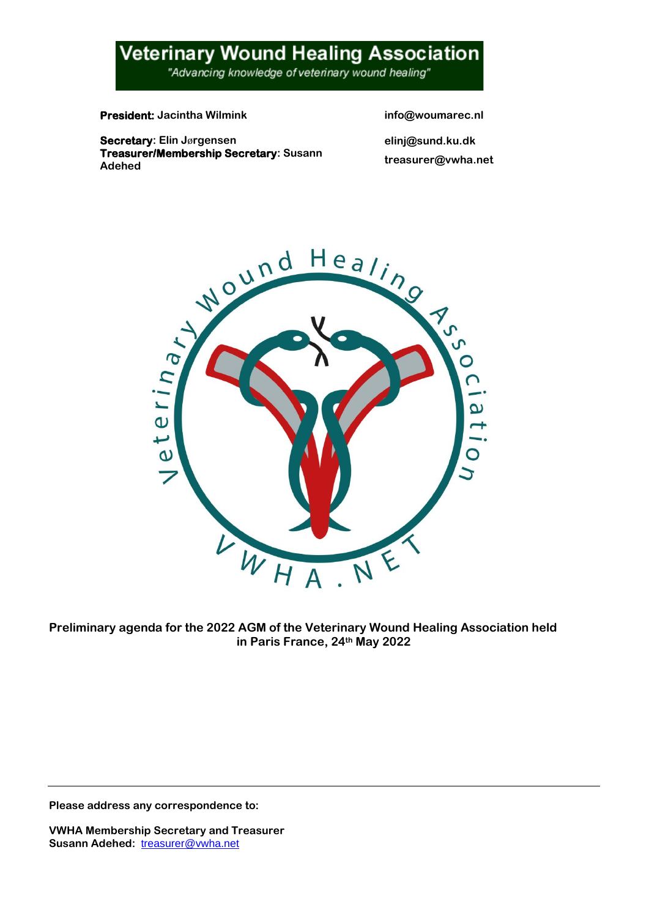# Veterinary Wound Healing Association

*"Advancing knowledge of veterinary wound healing"*

**President:** Jacintha Wilmink — info@woumarec.nl

**Secretary**: Elin Jørgensen — elinj@sund.ku.dk

**Treasurer/Membership Secretary**: Susann Adehed — treasurer@vwha.net

**Preliminary agenda for the 2022 AGM of the Veterinary Wound Healing Association held in Paris France, 24th May 2022**

---

**Please address any correspondence to:**

**VWHA Membership Secretary and Treasurer**
**Susann Adehed:** treasurer@vwha.net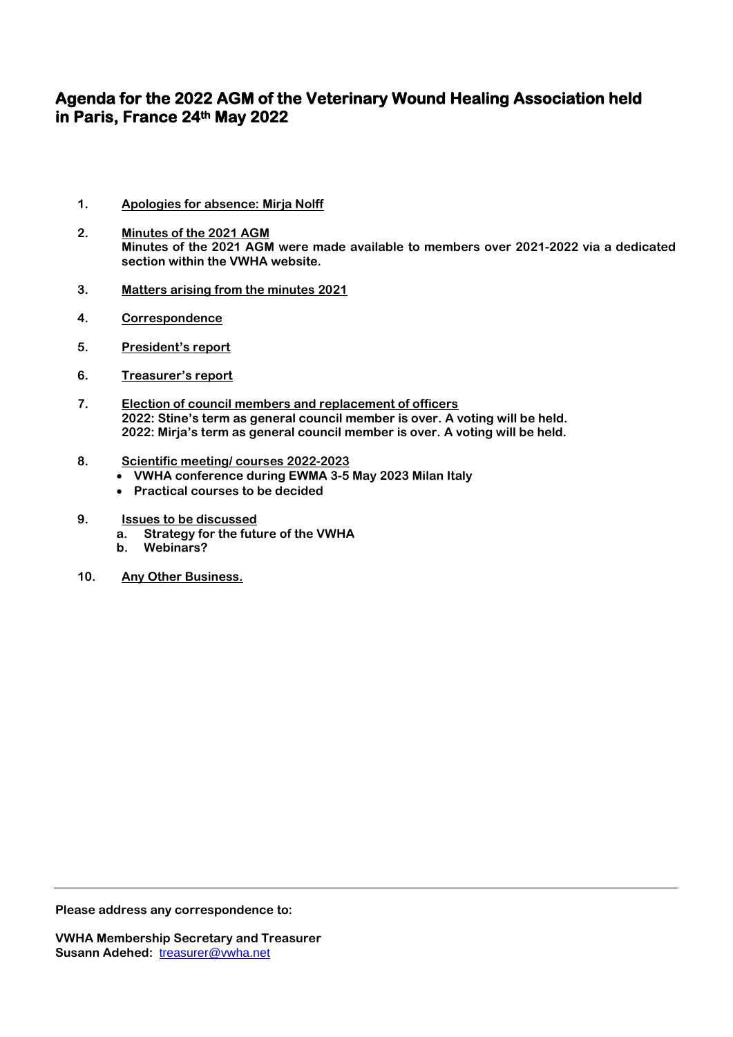# Agenda for the 2022 AGM of the Veterinary Wound Healing Association held in Paris, France 24th May 2022

1. **Apologies for absence: Mirja Nolff**

2. **Minutes of the 2021 AGM**
   **Minutes of the 2021 AGM were made available to members over 2021-2022 via a dedicated section within the VWHA website.**

3. **Matters arising from the minutes 2021**

4. **Correspondence**

5. **President's report**

6. **Treasurer's report**

7. **Election of council members and replacement of officers**
   **2022: Stine's term as general council member is over. A voting will be held.**
   **2022: Mirja's term as general council member is over. A voting will be held.**

8. **Scientific meeting/ courses 2022-2023**
   - **VWHA conference during EWMA 3-5 May 2023 Milan Italy**
   - **Practical courses to be decided**

9. **Issues to be discussed**
   a. **Strategy for the future of the VWHA**
   b. **Webinars?**

10. **Any Other Business.**

---

**Please address any correspondence to:**

**VWHA Membership Secretary and Treasurer**
**Susann Adehed:** treasurer@vwha.net